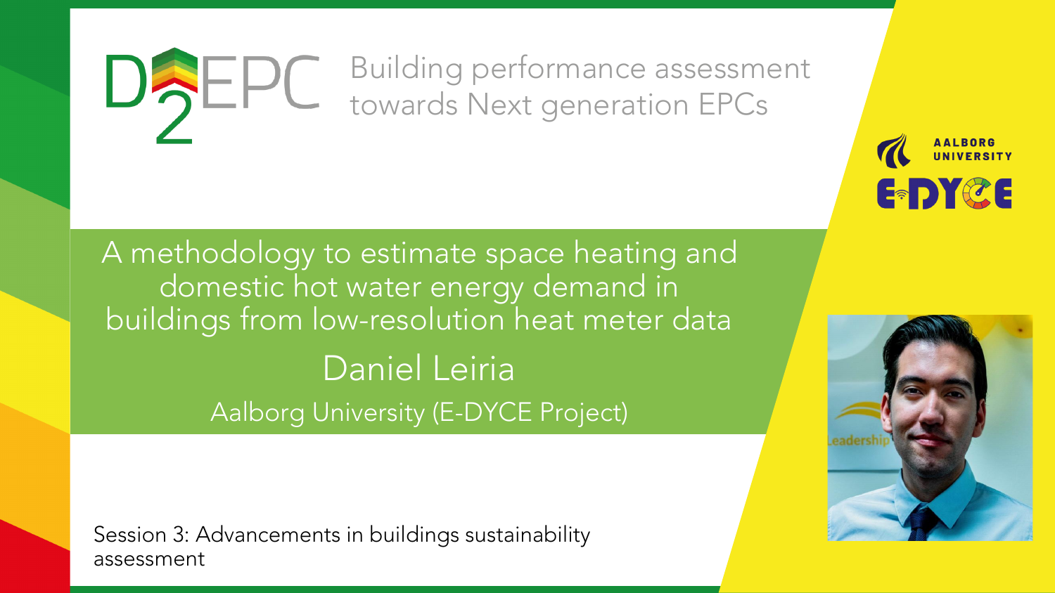D2EPC Building performance assessment towards Next generation EPCs

AALBORG UNIVERSITY

E-DYCE

# A methodology to estimate space heating and domestic hot water energy demand in buildings from low-resolution heat meter data

## Daniel Leiria

Aalborg University (E-DYCE Project)

Session 3: Advancements in buildings sustainability assessment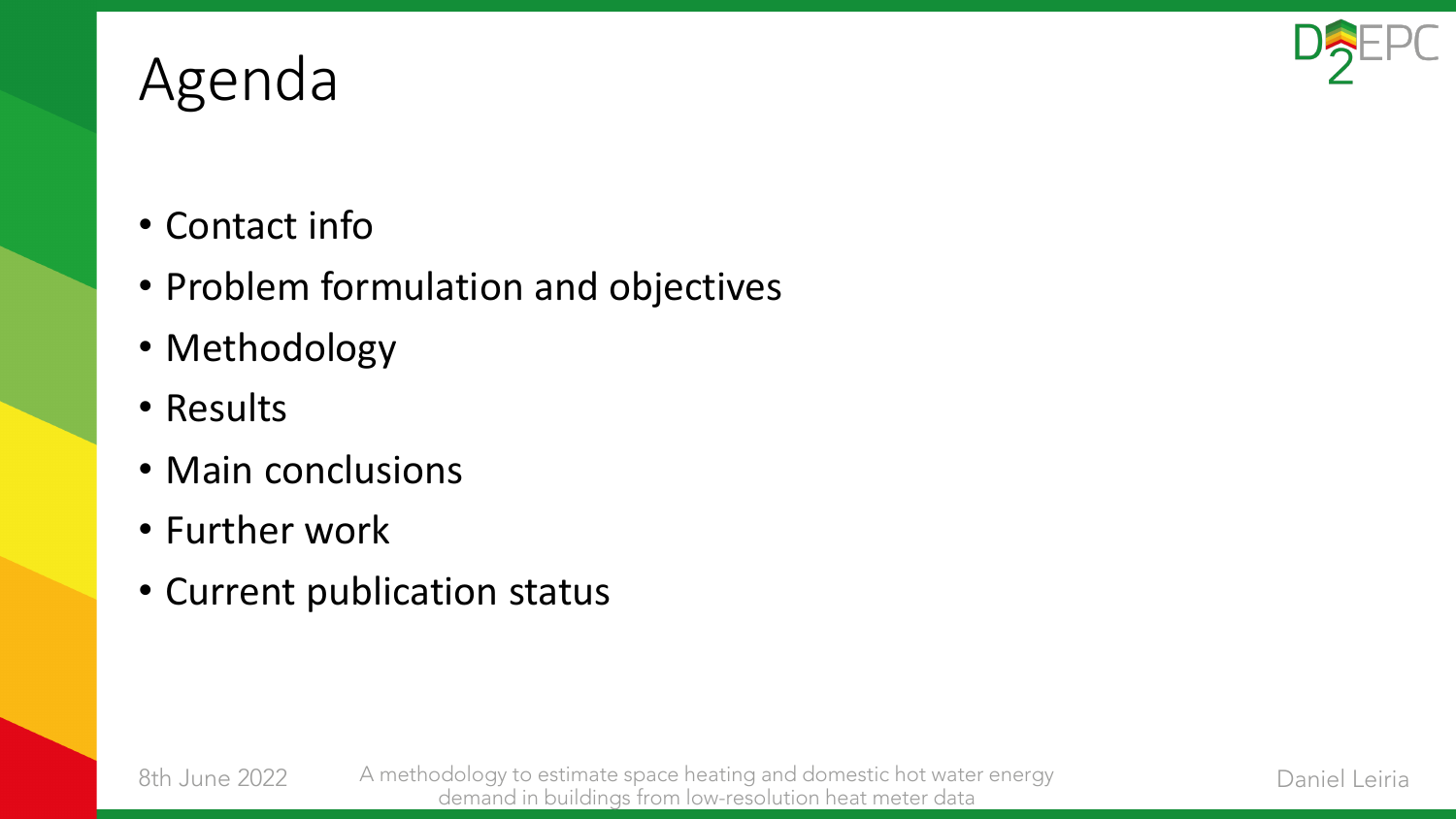# Agenda

- Contact info
- Problem formulation and objectives
- Methodology
- Results
- Main conclusions
- Further work
- Current publication status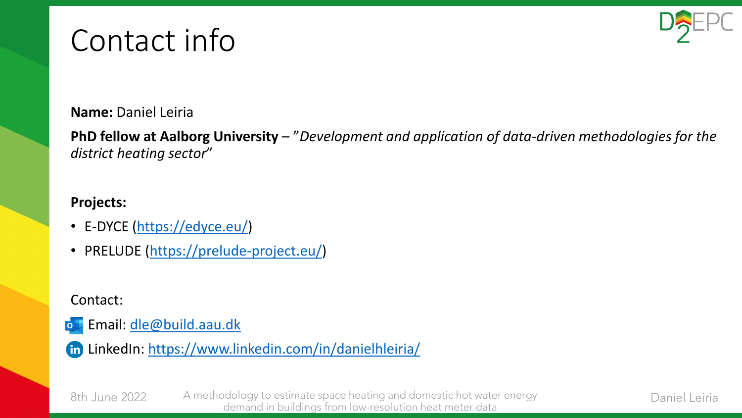# Contact info

**Name:** Daniel Leiria

**PhD fellow at Aalborg University** – ”*Development and application of data-driven methodologies for the district heating sector*”

**Projects:**

- E-DYCE (https://edyce.eu/)
- PRELUDE (https://prelude-project.eu/)

Contact:

Email: dle@build.aau.dk

LinkedIn: https://www.linkedin.com/in/danielhleiria/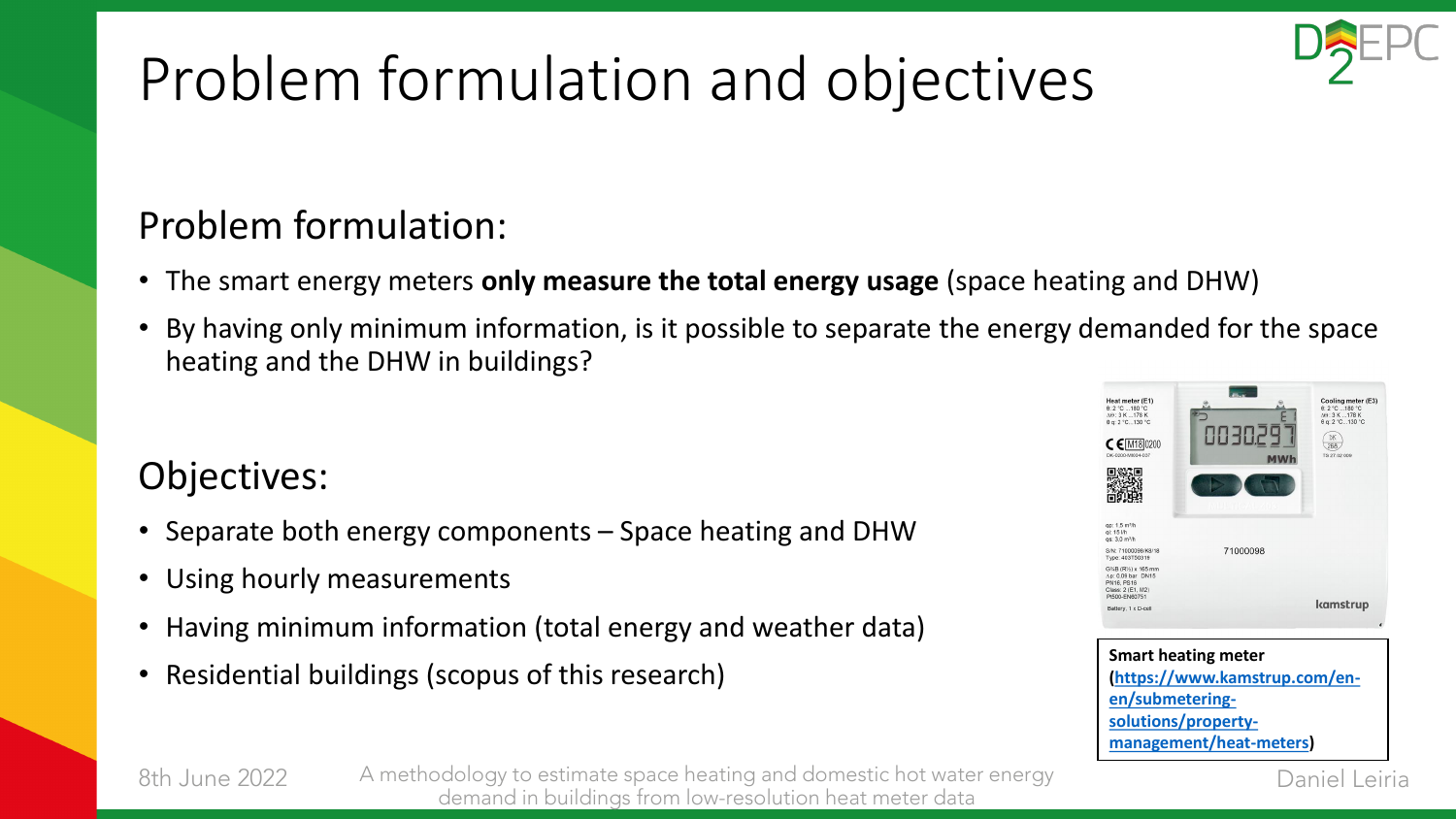# Problem formulation and objectives

## Problem formulation:

- The smart energy meters **only measure the total energy usage** (space heating and DHW)
- By having only minimum information, is it possible to separate the energy demanded for the space heating and the DHW in buildings?

## Objectives:

- Separate both energy components – Space heating and DHW
- Using hourly measurements
- Having minimum information (total energy and weather data)
- Residential buildings (scopus of this research)

**Smart heating meter (https://www.kamstrup.com/en-en/submetering-solutions/property-management/heat-meters)**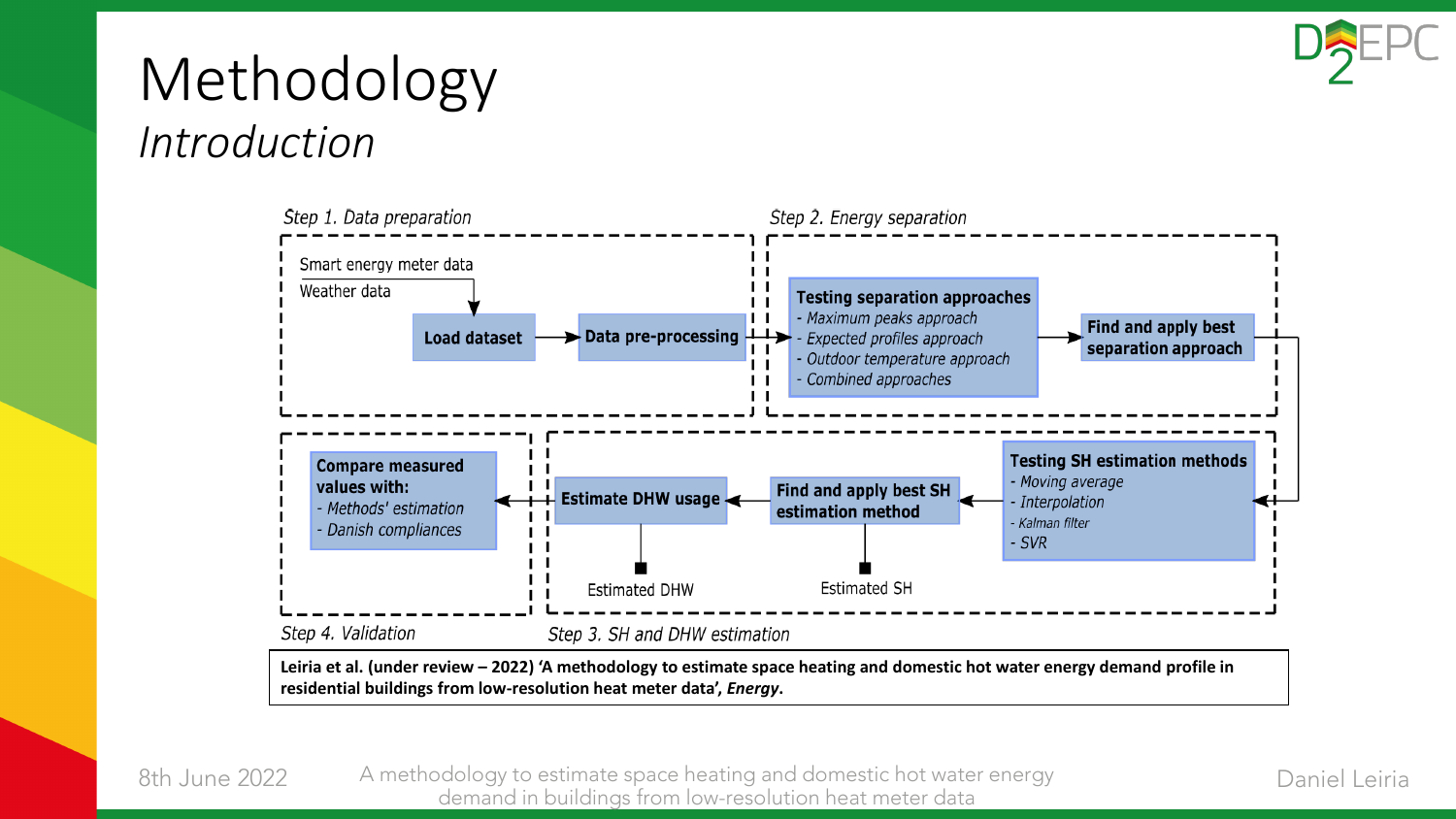# Methodology
## *Introduction*

*Step 1. Data preparation*

- Smart energy meter data
- Weather data

**Load dataset** → **Data pre-processing** →

*Step 2. Energy separation*

**Testing separation approaches**
- *Maximum peaks approach*
- *Expected profiles approach*
- *Outdoor temperature approach*
- *Combined approaches*

→ **Find and apply best separation approach** →

*Step 3. SH and DHW estimation*

**Testing SH estimation methods**
- *Moving average*
- *Interpolation*
- *Kalman filter*
- *SVR*

→ **Find and apply best SH estimation method** (→ Estimated SH) → **Estimate DHW usage** (→ Estimated DHW) →

*Step 4. Validation*

**Compare measured values with:**
- *Methods' estimation*
- *Danish compliances*

**Leiria et al. (under review – 2022) 'A methodology to estimate space heating and domestic hot water energy demand profile in residential buildings from low-resolution heat meter data', *Energy*.**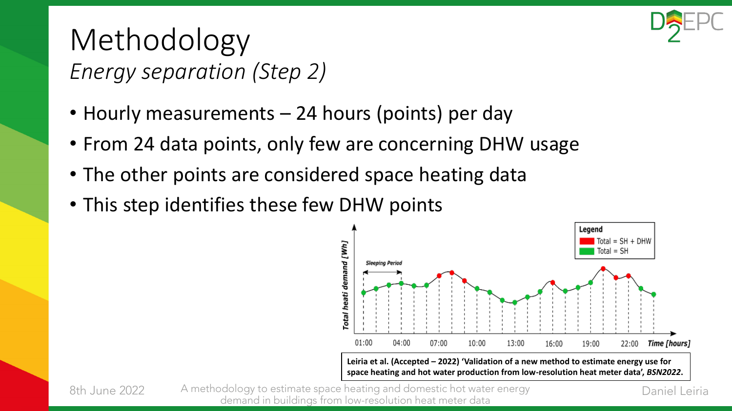# Methodology

*Energy separation (Step 2)*

- Hourly measurements – 24 hours (points) per day
- From 24 data points, only few are concerning DHW usage
- The other points are considered space heating data
- This step identifies these few DHW points

**Leiria et al. (Accepted – 2022) 'Validation of a new method to estimate energy use for space heating and hot water production from low-resolution heat meter data', *BSN2022*.**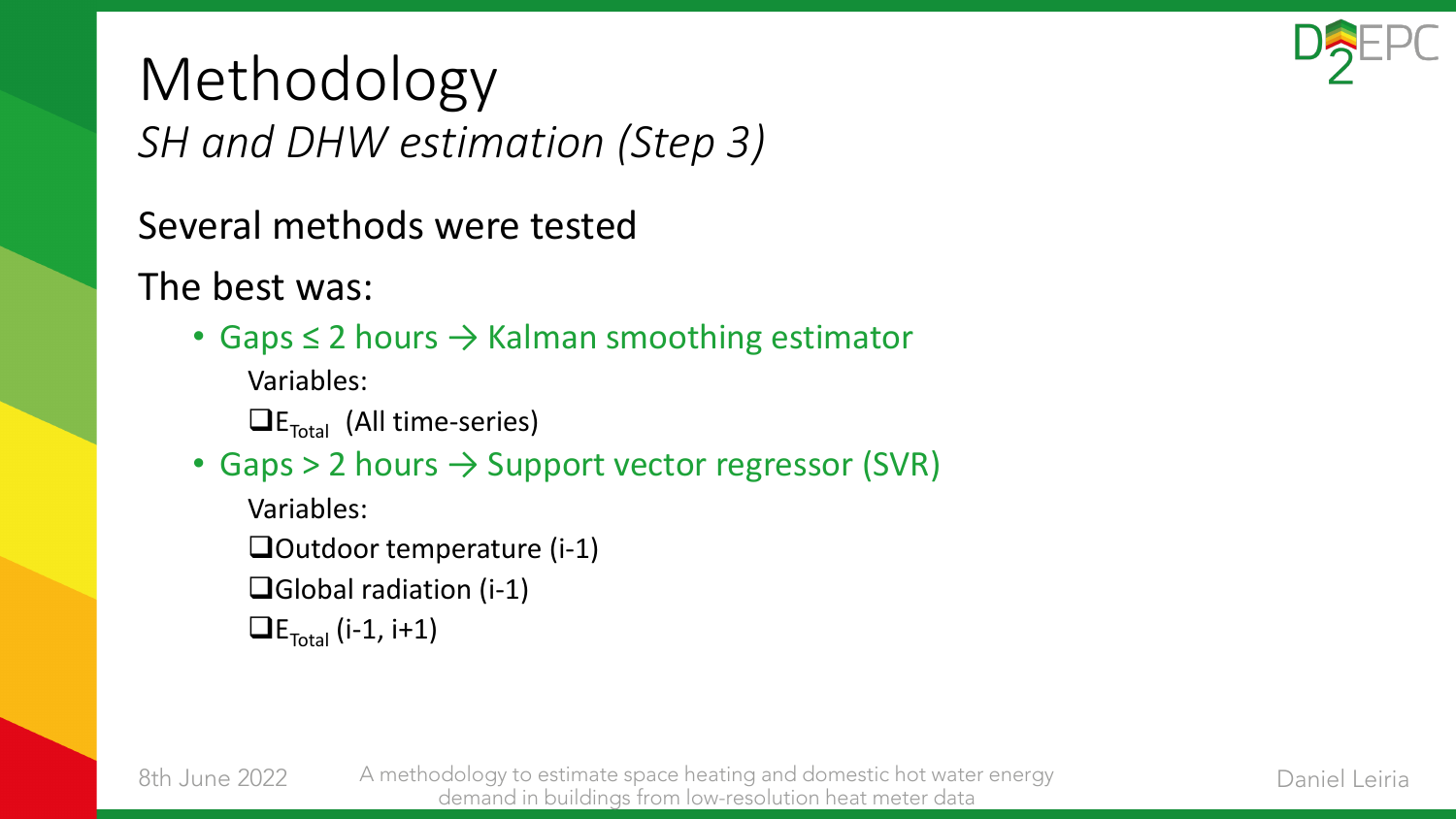# Methodology

## *SH and DHW estimation (Step 3)*

Several methods were tested

The best was:

- Gaps ≤ 2 hours → Kalman smoothing estimator

  Variables:

  - ❑ $E_{Total}$ (All time-series)

- Gaps > 2 hours → Support vector regressor (SVR)

  Variables:

  - ❑ Outdoor temperature (i-1)
  - ❑ Global radiation (i-1)
  - ❑ $E_{Total}$ (i-1, i+1)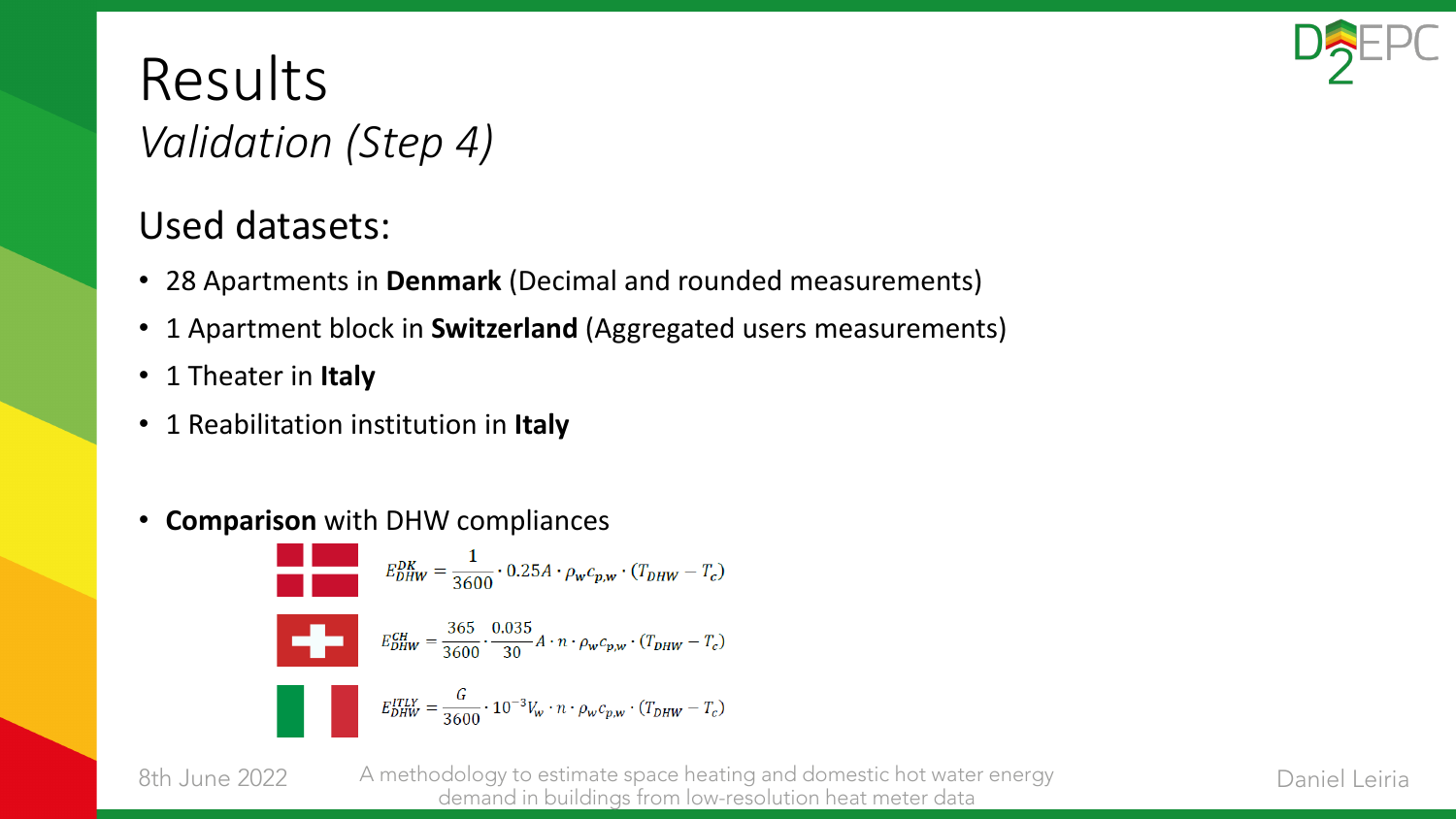# Results

## *Validation (Step 4)*

### Used datasets:

- 28 Apartments in **Denmark** (Decimal and rounded measurements)
- 1 Apartment block in **Switzerland** (Aggregated users measurements)
- 1 Theater in **Italy**
- 1 Reabilitation institution in **Italy**

- **Comparison** with DHW compliances

$$E_{DHW}^{DK} = \frac{1}{3600} \cdot 0.25A \cdot \rho_w c_{p,w} \cdot (T_{DHW} - T_c)$$

$$E_{DHW}^{CH} = \frac{365}{3600} \cdot \frac{0.035}{30} A \cdot n \cdot \rho_w c_{p,w} \cdot (T_{DHW} - T_c)$$

$$E_{DHW}^{ITLY} = \frac{G}{3600} \cdot 10^{-3} V_w \cdot n \cdot \rho_w c_{p,w} \cdot (T_{DHW} - T_c)$$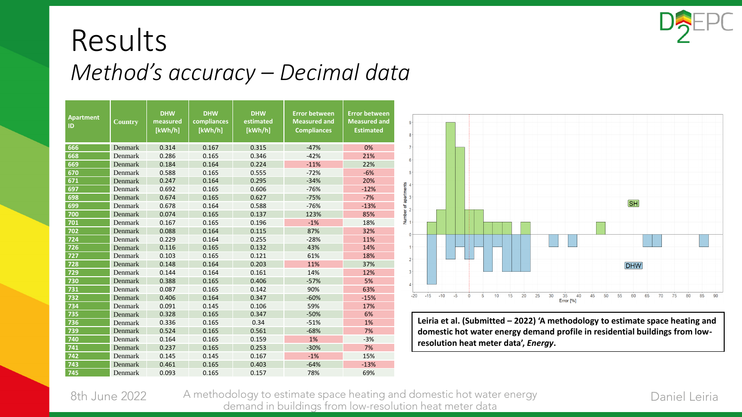# Results

## *Method's accuracy – Decimal data*

| Apartment ID | Country | DHW measured [kWh/h] | DHW compliances [kWh/h] | DHW estimated [kWh/h] | Error between Measured and Compliances | Error between Measured and Estimated |
|---|---|---|---|---|---|---|
| 666 | Denmark | 0.314 | 0.167 | 0.315 | -47% | 0% |
| 668 | Denmark | 0.286 | 0.165 | 0.346 | -42% | 21% |
| 669 | Denmark | 0.184 | 0.164 | 0.224 | -11% | 22% |
| 670 | Denmark | 0.588 | 0.165 | 0.555 | -72% | -6% |
| 671 | Denmark | 0.247 | 0.164 | 0.295 | -34% | 20% |
| 697 | Denmark | 0.692 | 0.165 | 0.606 | -76% | -12% |
| 698 | Denmark | 0.674 | 0.165 | 0.627 | -75% | -7% |
| 699 | Denmark | 0.678 | 0.164 | 0.588 | -76% | -13% |
| 700 | Denmark | 0.074 | 0.165 | 0.137 | 123% | 85% |
| 701 | Denmark | 0.167 | 0.165 | 0.196 | -1% | 18% |
| 702 | Denmark | 0.088 | 0.164 | 0.115 | 87% | 32% |
| 724 | Denmark | 0.229 | 0.164 | 0.255 | -28% | 11% |
| 726 | Denmark | 0.116 | 0.165 | 0.132 | 43% | 14% |
| 727 | Denmark | 0.103 | 0.165 | 0.121 | 61% | 18% |
| 728 | Denmark | 0.148 | 0.164 | 0.203 | 11% | 37% |
| 729 | Denmark | 0.144 | 0.164 | 0.161 | 14% | 12% |
| 730 | Denmark | 0.388 | 0.165 | 0.406 | -57% | 5% |
| 731 | Denmark | 0.087 | 0.165 | 0.142 | 90% | 63% |
| 732 | Denmark | 0.406 | 0.164 | 0.347 | -60% | -15% |
| 734 | Denmark | 0.091 | 0.145 | 0.106 | 59% | 17% |
| 735 | Denmark | 0.328 | 0.165 | 0.347 | -50% | 6% |
| 736 | Denmark | 0.336 | 0.165 | 0.34 | -51% | 1% |
| 739 | Denmark | 0.524 | 0.165 | 0.561 | -68% | 7% |
| 740 | Denmark | 0.164 | 0.165 | 0.159 | 1% | -3% |
| 741 | Denmark | 0.237 | 0.165 | 0.253 | -30% | 7% |
| 742 | Denmark | 0.145 | 0.145 | 0.167 | -1% | 15% |
| 743 | Denmark | 0.461 | 0.165 | 0.403 | -64% | -13% |
| 745 | Denmark | 0.093 | 0.165 | 0.157 | 78% | 69% |

**Leiria et al. (Submitted – 2022) 'A methodology to estimate space heating and domestic hot water energy demand profile in residential buildings from low-resolution heat meter data', *Energy*.**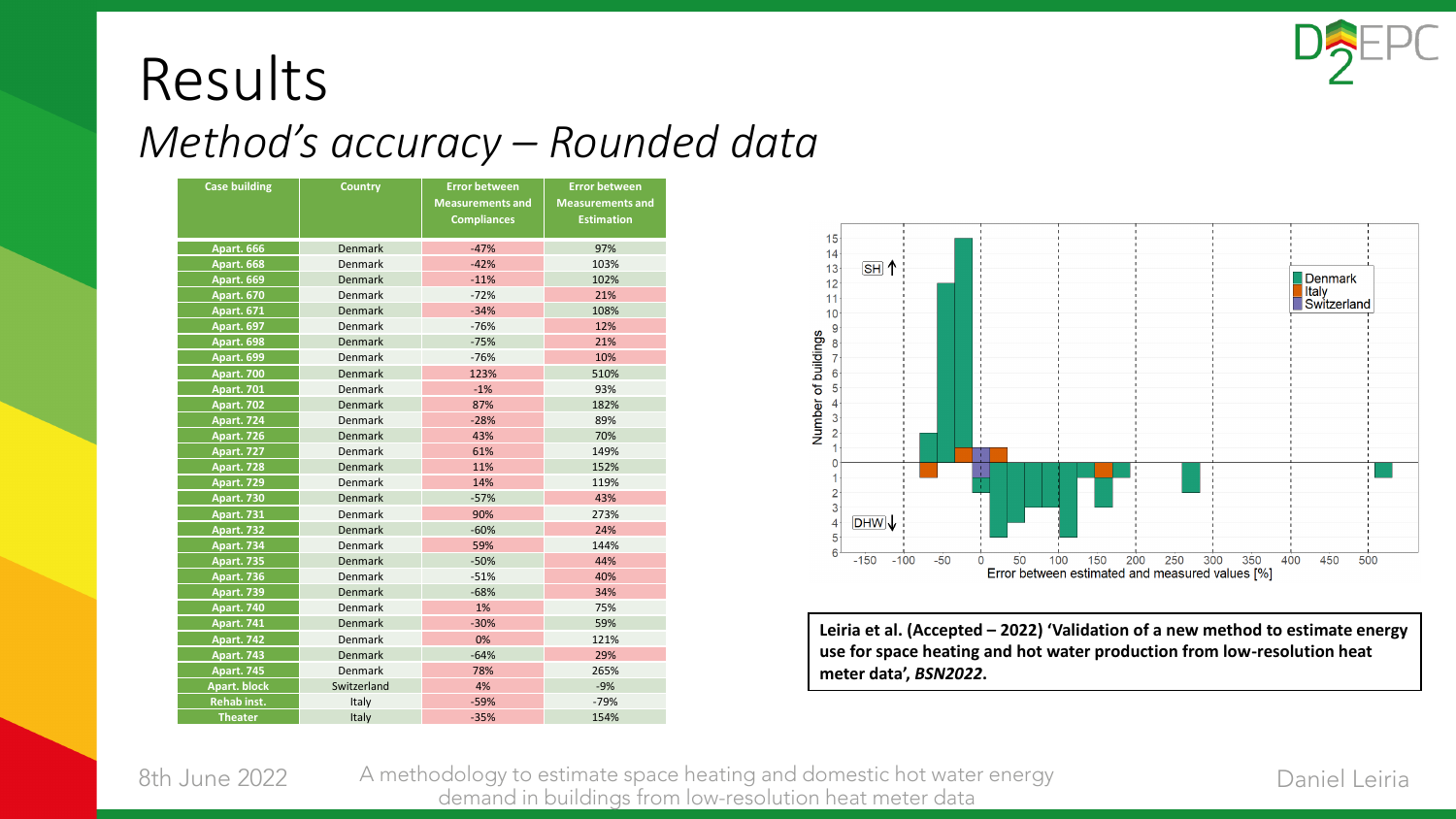# Results

## *Method's accuracy – Rounded data*

| Case building | Country | Error between Measurements and Compliances | Error between Measurements and Estimation |
|---|---|---|---|
| Apart. 666 | Denmark | -47% | 97% |
| Apart. 668 | Denmark | -42% | 103% |
| Apart. 669 | Denmark | -11% | 102% |
| Apart. 670 | Denmark | -72% | 21% |
| Apart. 671 | Denmark | -34% | 108% |
| Apart. 697 | Denmark | -76% | 12% |
| Apart. 698 | Denmark | -75% | 21% |
| Apart. 699 | Denmark | -76% | 10% |
| Apart. 700 | Denmark | 123% | 510% |
| Apart. 701 | Denmark | -1% | 93% |
| Apart. 702 | Denmark | 87% | 182% |
| Apart. 724 | Denmark | -28% | 89% |
| Apart. 726 | Denmark | 43% | 70% |
| Apart. 727 | Denmark | 61% | 149% |
| Apart. 728 | Denmark | 11% | 152% |
| Apart. 729 | Denmark | 14% | 119% |
| Apart. 730 | Denmark | -57% | 43% |
| Apart. 731 | Denmark | 90% | 273% |
| Apart. 732 | Denmark | -60% | 24% |
| Apart. 734 | Denmark | 59% | 144% |
| Apart. 735 | Denmark | -50% | 44% |
| Apart. 736 | Denmark | -51% | 40% |
| Apart. 739 | Denmark | -68% | 34% |
| Apart. 740 | Denmark | 1% | 75% |
| Apart. 741 | Denmark | -30% | 59% |
| Apart. 742 | Denmark | 0% | 121% |
| Apart. 743 | Denmark | -64% | 29% |
| Apart. 745 | Denmark | 78% | 265% |
| Apart. block | Switzerland | 4% | -9% |
| Rehab inst. | Italy | -59% | -79% |
| Theater | Italy | -35% | 154% |

**Leiria et al. (Accepted – 2022) 'Validation of a new method to estimate energy use for space heating and hot water production from low-resolution heat meter data', *BSN2022*.**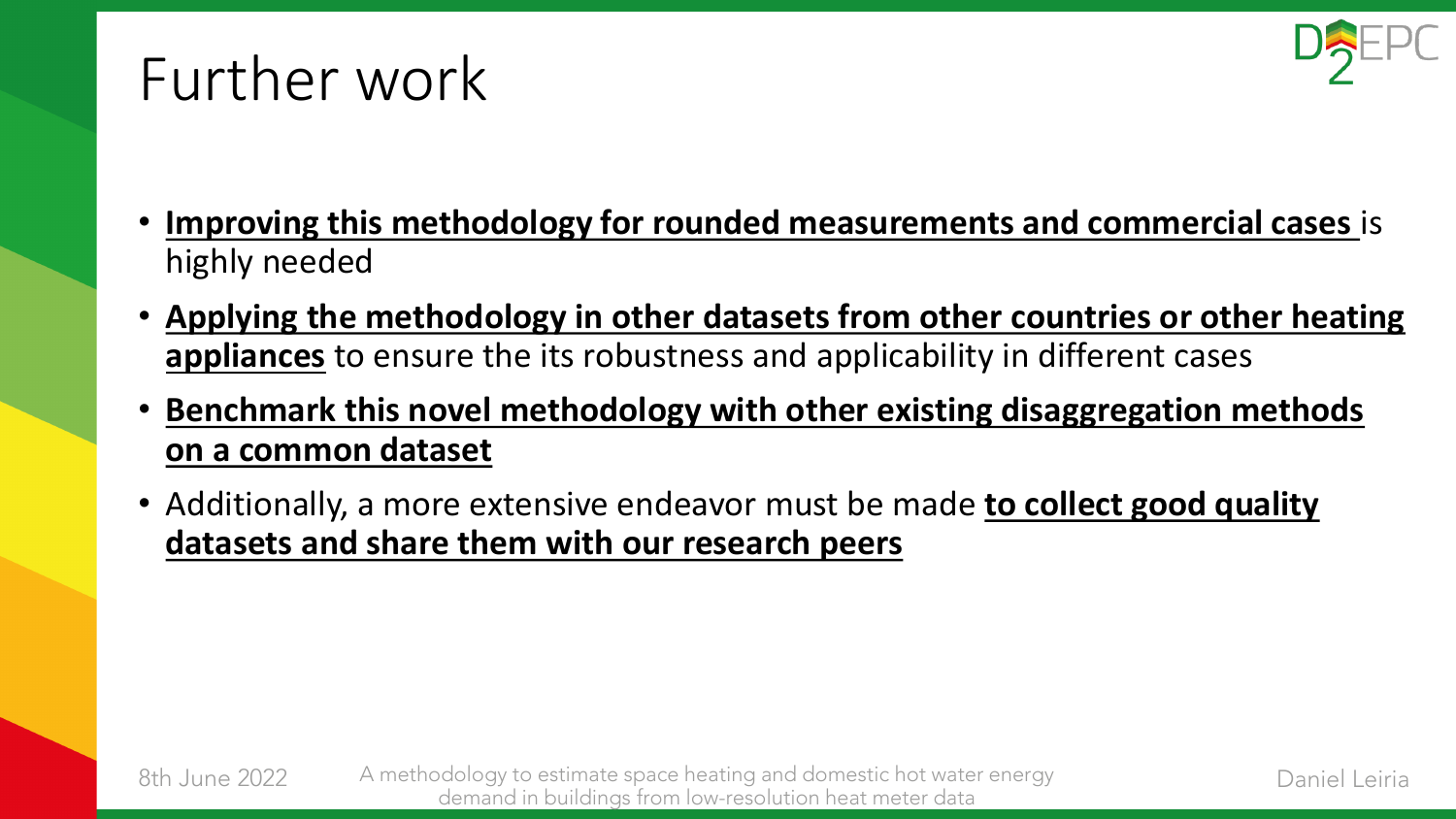# Further work

- **Improving this methodology for rounded measurements and commercial cases** is highly needed
- **Applying the methodology in other datasets from other countries or other heating appliances** to ensure the its robustness and applicability in different cases
- **Benchmark this novel methodology with other existing disaggregation methods on a common dataset**
- Additionally, a more extensive endeavor must be made **to collect good quality datasets and share them with our research peers**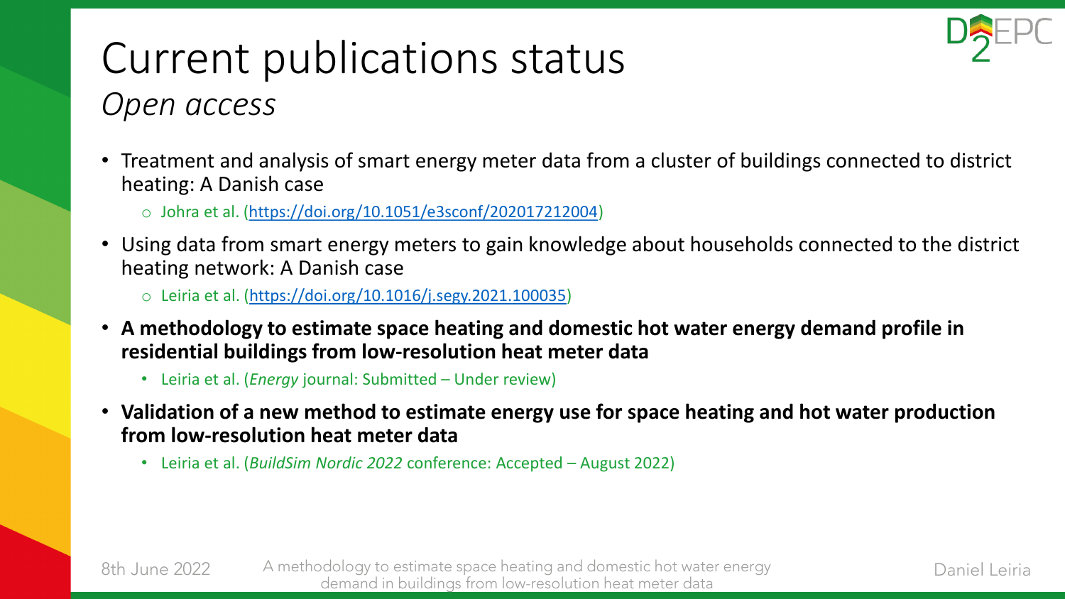# Current publications status

*Open access*

- Treatment and analysis of smart energy meter data from a cluster of buildings connected to district heating: A Danish case
    - Johra et al. (https://doi.org/10.1051/e3sconf/202017212004)
- Using data from smart energy meters to gain knowledge about households connected to the district heating network: A Danish case
    - Leiria et al. (https://doi.org/10.1016/j.segy.2021.100035)
- **A methodology to estimate space heating and domestic hot water energy demand profile in residential buildings from low-resolution heat meter data**
    - Leiria et al. (*Energy* journal: Submitted – Under review)
- **Validation of a new method to estimate energy use for space heating and hot water production from low-resolution heat meter data**
    - Leiria et al. (*BuildSim Nordic 2022* conference: Accepted – August 2022)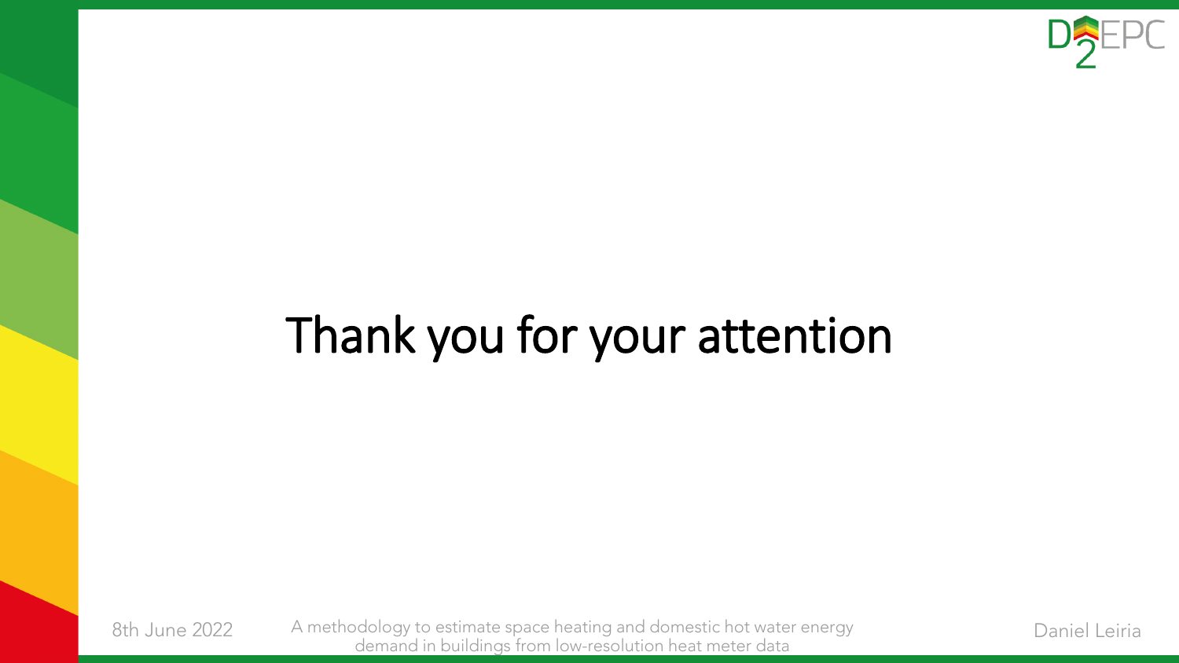# Thank you for your attention